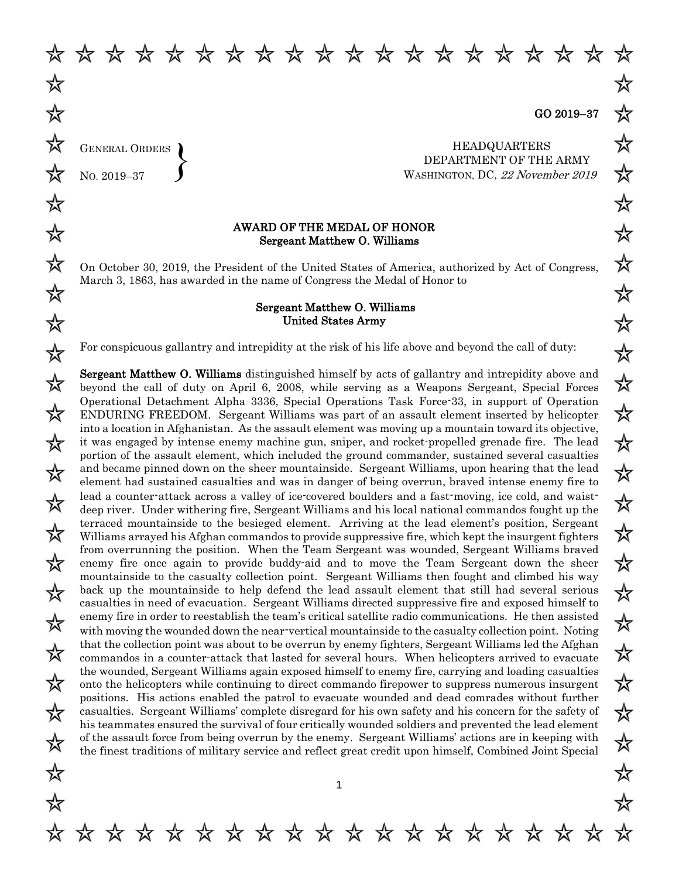GO 2019–37

GENERAL ORDERS
No. 2019–37

HEADQUARTERS
DEPARTMENT OF THE ARMY
WASHINGTON, DC, *22 November 2019*

**AWARD OF THE MEDAL OF HONOR**
**Sergeant Matthew O. Williams**

On October 30, 2019, the President of the United States of America, authorized by Act of Congress, March 3, 1863, has awarded in the name of Congress the Medal of Honor to

**Sergeant Matthew O. Williams**
**United States Army**

For conspicuous gallantry and intrepidity at the risk of his life above and beyond the call of duty:

**Sergeant Matthew O. Williams** distinguished himself by acts of gallantry and intrepidity above and beyond the call of duty on April 6, 2008, while serving as a Weapons Sergeant, Special Forces Operational Detachment Alpha 3336, Special Operations Task Force-33, in support of Operation ENDURING FREEDOM. Sergeant Williams was part of an assault element inserted by helicopter into a location in Afghanistan. As the assault element was moving up a mountain toward its objective, it was engaged by intense enemy machine gun, sniper, and rocket-propelled grenade fire. The lead portion of the assault element, which included the ground commander, sustained several casualties and became pinned down on the sheer mountainside. Sergeant Williams, upon hearing that the lead element had sustained casualties and was in danger of being overrun, braved intense enemy fire to lead a counter-attack across a valley of ice-covered boulders and a fast-moving, ice cold, and waist-deep river. Under withering fire, Sergeant Williams and his local national commandos fought up the terraced mountainside to the besieged element. Arriving at the lead element's position, Sergeant Williams arrayed his Afghan commandos to provide suppressive fire, which kept the insurgent fighters from overrunning the position. When the Team Sergeant was wounded, Sergeant Williams braved enemy fire once again to provide buddy-aid and to move the Team Sergeant down the sheer mountainside to the casualty collection point. Sergeant Williams then fought and climbed his way back up the mountainside to help defend the lead assault element that still had several serious casualties in need of evacuation. Sergeant Williams directed suppressive fire and exposed himself to enemy fire in order to reestablish the team's critical satellite radio communications. He then assisted with moving the wounded down the near-vertical mountainside to the casualty collection point. Noting that the collection point was about to be overrun by enemy fighters, Sergeant Williams led the Afghan commandos in a counter-attack that lasted for several hours. When helicopters arrived to evacuate the wounded, Sergeant Williams again exposed himself to enemy fire, carrying and loading casualties onto the helicopters while continuing to direct commando firepower to suppress numerous insurgent positions. His actions enabled the patrol to evacuate wounded and dead comrades without further casualties. Sergeant Williams' complete disregard for his own safety and his concern for the safety of his teammates ensured the survival of four critically wounded soldiers and prevented the lead element of the assault force from being overrun by the enemy. Sergeant Williams' actions are in keeping with the finest traditions of military service and reflect great credit upon himself, Combined Joint Special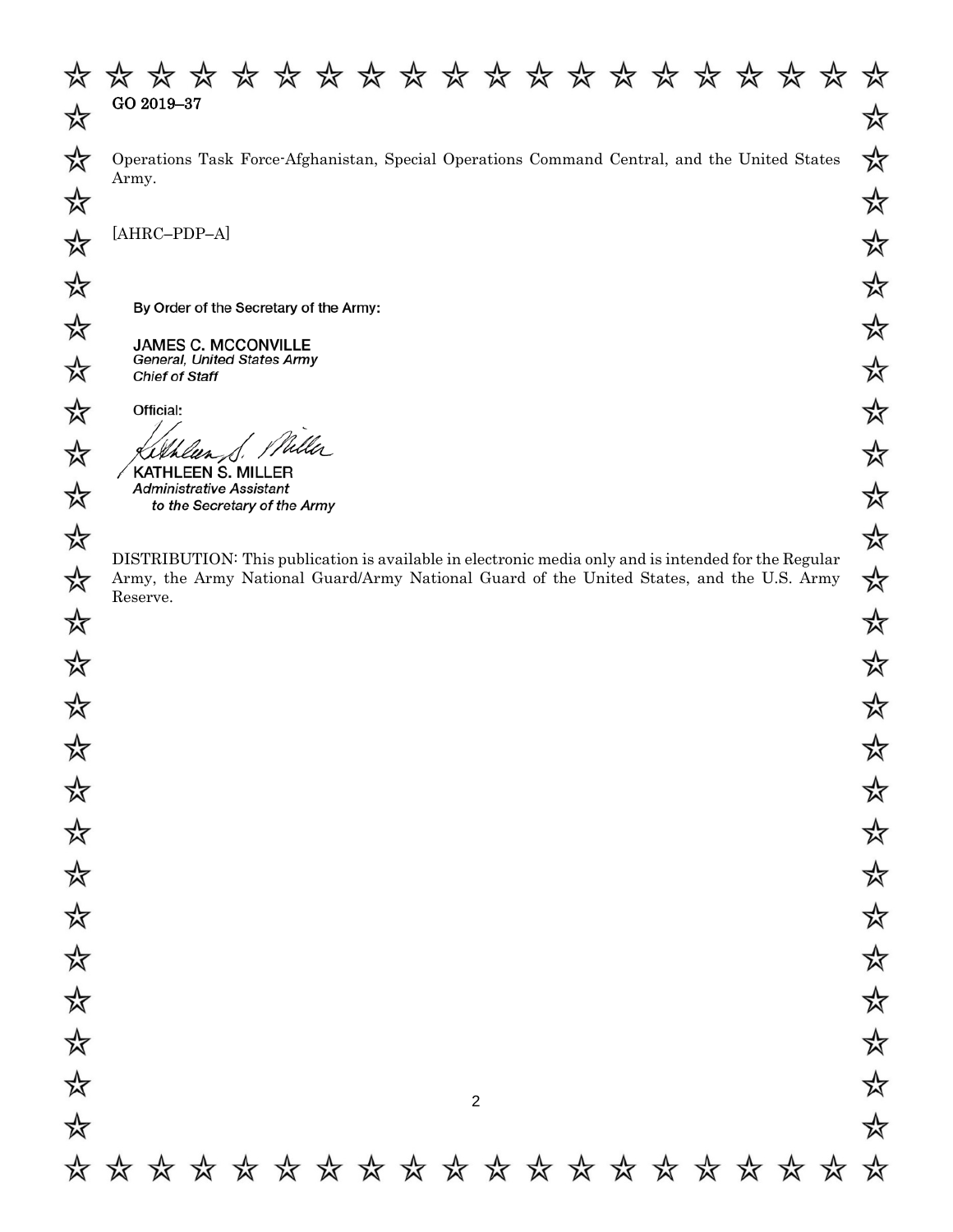Operations Task Force-Afghanistan, Special Operations Command Central, and the United States Army.

[AHRC–PDP–A]

By Order of the Secretary of the Army:

**JAMES C. MCCONVILLE**
*General, United States Army*
*Chief of Staff*

Official:

**KATHLEEN S. MILLER**
*Administrative Assistant to the Secretary of the Army*

DISTRIBUTION: This publication is available in electronic media only and is intended for the Regular Army, the Army National Guard/Army National Guard of the United States, and the U.S. Army Reserve.